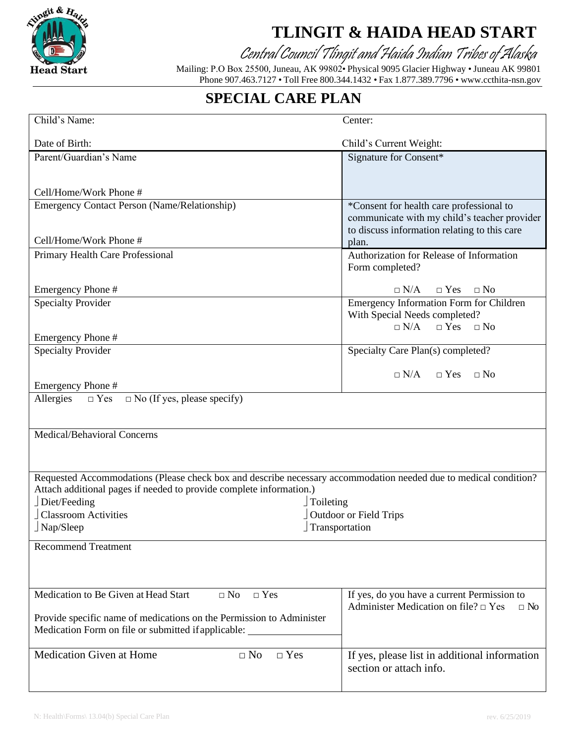# TLINGIT & HAIDA HEAD START

*Central Council Tlingit and Haida Indian Tribes of Alaska*

Mailing: P.O Box 25500, Juneau, AK 99802• Physical 9095 Glacier Highway • Juneau AK 99801
Phone 907.463.7127 • Toll Free 800.344.1432 • Fax 1.877.389.7796 • www.ccthita-nsn.gov

## SPECIAL CARE PLAN

| | |
|---|---|
| Child's Name: | Center: |
| Date of Birth: | Child's Current Weight: |
| Parent/Guardian's Name<br><br>Cell/Home/Work Phone # | Signature for Consent* |
| Emergency Contact Person (Name/Relationship)<br><br>Cell/Home/Work Phone # | *Consent for health care professional to communicate with my child's teacher provider to discuss information relating to this care plan. |
| Primary Health Care Professional<br><br>Emergency Phone # | Authorization for Release of Information Form completed?<br>□ N/A □ Yes □ No |
| Specialty Provider<br><br>Emergency Phone # | Emergency Information Form for Children With Special Needs completed?<br>□ N/A □ Yes □ No |
| Specialty Provider<br><br>Emergency Phone # | Specialty Care Plan(s) completed?<br>□ N/A □ Yes □ No |

Allergies □ Yes □ No (If yes, please specify)

Medical/Behavioral Concerns

Requested Accommodations (Please check box and describe necessary accommodation needed due to medical condition? Attach additional pages if needed to provide complete information.)

- □ Diet/Feeding
- □ Classroom Activities
- □ Nap/Sleep
- □ Toileting
- □ Outdoor or Field Trips
- □ Transportation

Recommend Treatment

| | |
|---|---|
| Medication to Be Given at Head Start □ No □ Yes<br><br>Provide specific name of medications on the Permission to Administer Medication Form on file or submitted if applicable: ____________ | If yes, do you have a current Permission to Administer Medication on file? □ Yes □ No |
| Medication Given at Home □ No □ Yes | If yes, please list in additional information section or attach info. |

N: Health\Forms\ 13.04(b) Special Care Plan rev. 6/25/2019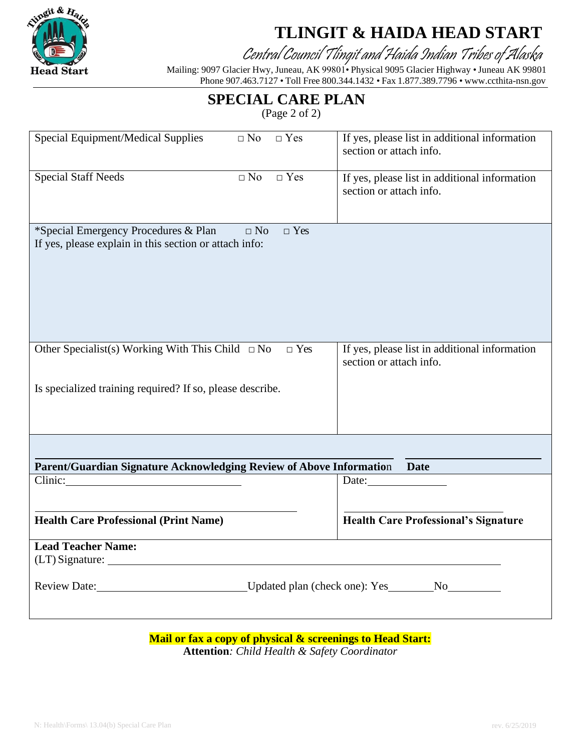# TLINGIT & HAIDA HEAD START

*Central Council Tlingit and Haida Indian Tribes of Alaska*

Mailing: 9097 Glacier Hwy, Juneau, AK 99801• Physical 9095 Glacier Highway • Juneau AK 99801
Phone 907.463.7127 • Toll Free 800.344.1432 • Fax 1.877.389.7796 • www.ccthita-nsn.gov

## SPECIAL CARE PLAN

(Page 2 of 2)

| | |
|---|---|
| Special Equipment/Medical Supplies □ No □ Yes | If yes, please list in additional information section or attach info. |
| Special Staff Needs □ No □ Yes | If yes, please list in additional information section or attach info. |
| *Special Emergency Procedures & Plan □ No □ Yes<br>If yes, please explain in this section or attach info: | |
| Other Specialist(s) Working With This Child □ No □ Yes<br><br>Is specialized training required? If so, please describe. | If yes, please list in additional information section or attach info. |

**Parent/Guardian Signature Acknowledging Review of Above Information** ____________ **Date** ____________

| | |
|---|---|
| Clinic:____________________<br><br>____________________<br>**Health Care Professional (Print Name)** | Date:____________<br><br>____________________<br>**Health Care Professional's Signature** |

**Lead Teacher Name:**

(LT) Signature: ____________________

Review Date:____________________ Updated plan (check one): Yes________ No________

**Mail or fax a copy of physical & screenings to Head Start:**

**Attention***: Child Health & Safety Coordinator*

N: Health\Forms\ 13.04(b) Special Care Plan rev. 6/25/2019